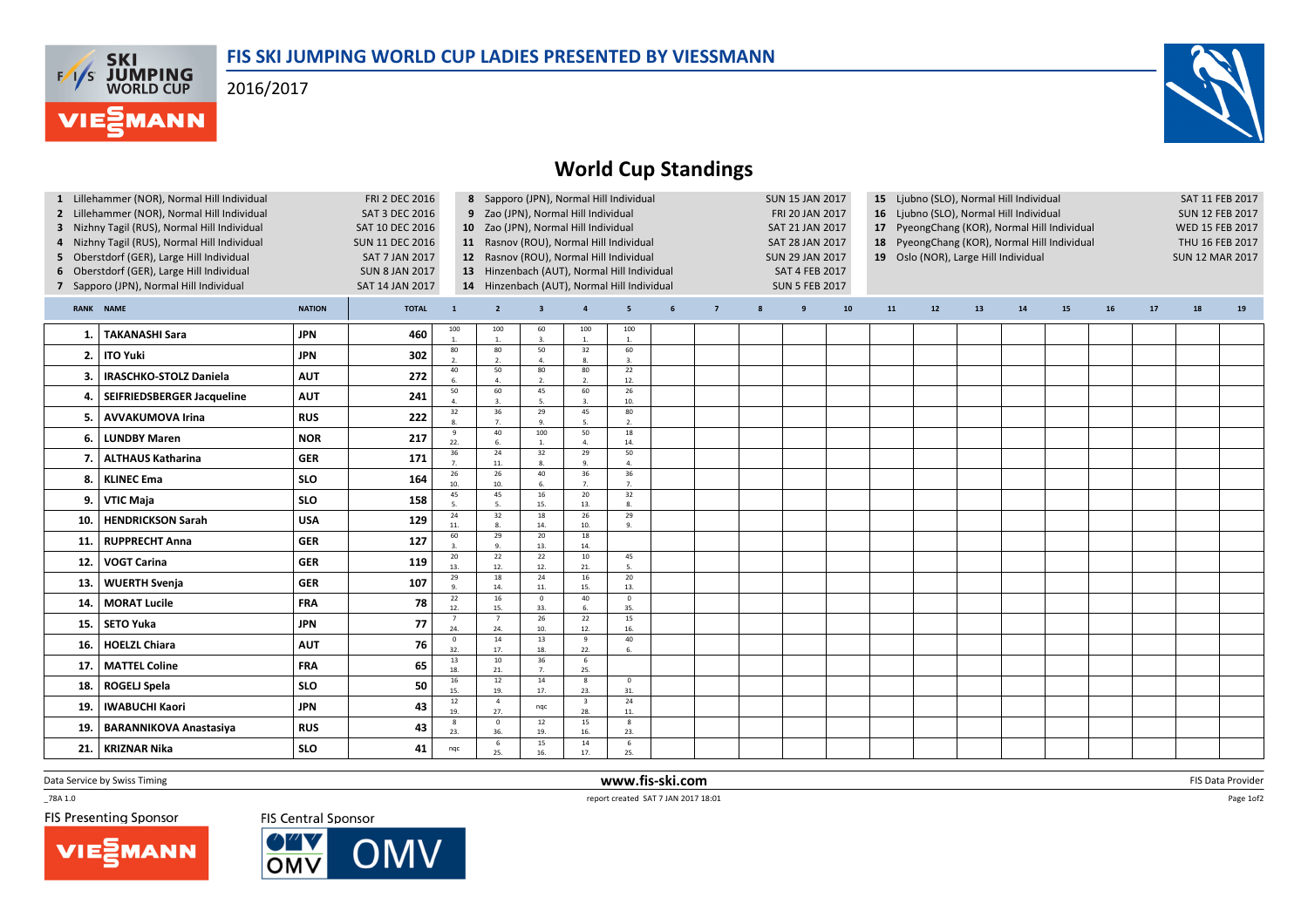# FIS SKI JUMPING WORLD CUP LADIES PRESENTED BY VIESSMANN

2016/2017

## World Cup Standings

1 Lillehammer (NOR), Normal Hill Individual — FRI 2 DEC 2016
2 Lillehammer (NOR), Normal Hill Individual — SAT 3 DEC 2016
3 Nizhny Tagil (RUS), Normal Hill Individual — SAT 10 DEC 2016
4 Nizhny Tagil (RUS), Normal Hill Individual — SUN 11 DEC 2016
5 Oberstdorf (GER), Large Hill Individual — SAT 7 JAN 2017
6 Oberstdorf (GER), Large Hill Individual — SUN 8 JAN 2017
7 Sapporo (JPN), Normal Hill Individual — SAT 14 JAN 2017
8 Sapporo (JPN), Normal Hill Individual — SUN 15 JAN 2017
9 Zao (JPN), Normal Hill Individual — FRI 20 JAN 2017
10 Zao (JPN), Normal Hill Individual — SAT 21 JAN 2017
11 Rasnov (ROU), Normal Hill Individual — SAT 28 JAN 2017
12 Rasnov (ROU), Normal Hill Individual — SUN 29 JAN 2017
13 Hinzenbach (AUT), Normal Hill Individual — SAT 4 FEB 2017
14 Hinzenbach (AUT), Normal Hill Individual — SUN 5 FEB 2017
15 Ljubno (SLO), Normal Hill Individual — SAT 11 FEB 2017
16 Ljubno (SLO), Normal Hill Individual — SUN 12 FEB 2017
17 PyeongChang (KOR), Normal Hill Individual — WED 15 FEB 2017
18 PyeongChang (KOR), Normal Hill Individual — THU 16 FEB 2017
19 Oslo (NOR), Large Hill Individual — SUN 12 MAR 2017

| RANK | NAME | NATION | TOTAL | 1 | 2 | 3 | 4 | 5 | 6 | 7 | 8 | 9 | 10 | 11 | 12 | 13 | 14 | 15 | 16 | 17 | 18 | 19 |
|---|---|---|---|---|---|---|---|---|---|---|---|---|---|---|---|---|---|---|---|---|---|---|
| 1. | TAKANASHI Sara | JPN | 460 | 100 1. | 100 1. | 60 3. | 100 1. | 100 1. | | | | | | | | | | | | | | |
| 2. | ITO Yuki | JPN | 302 | 80 2. | 80 2. | 50 4. | 32 8. | 60 3. | | | | | | | | | | | | | | |
| 3. | IRASCHKO-STOLZ Daniela | AUT | 272 | 40 6. | 50 4. | 80 2. | 80 2. | 22 12. | | | | | | | | | | | | | | |
| 4. | SEIFRIEDSBERGER Jacqueline | AUT | 241 | 50 4. | 60 3. | 45 5. | 60 3. | 26 10. | | | | | | | | | | | | | | |
| 5. | AVVAKUMOVA Irina | RUS | 222 | 32 8. | 36 7. | 29 9. | 45 5. | 80 2. | | | | | | | | | | | | | | |
| 6. | LUNDBY Maren | NOR | 217 | 9 22. | 40 6. | 100 1. | 50 4. | 18 14. | | | | | | | | | | | | | | |
| 7. | ALTHAUS Katharina | GER | 171 | 36 7. | 24 11. | 32 8. | 29 9. | 50 4. | | | | | | | | | | | | | | |
| 8. | KLINEC Ema | SLO | 164 | 26 10. | 26 10. | 40 6. | 36 7. | 36 7. | | | | | | | | | | | | | | |
| 9. | VTIC Maja | SLO | 158 | 45 5. | 45 5. | 16 15. | 20 13. | 32 8. | | | | | | | | | | | | | | |
| 10. | HENDRICKSON Sarah | USA | 129 | 24 11. | 32 8. | 18 14. | 26 10. | 29 9. | | | | | | | | | | | | | | |
| 11. | RUPPRECHT Anna | GER | 127 | 60 3. | 29 9. | 20 13. | 18 14. | | | | | | | | | | | | | | | |
| 12. | VOGT Carina | GER | 119 | 20 13. | 22 12. | 22 12. | 10 21. | 45 5. | | | | | | | | | | | | | | |
| 13. | WUERTH Svenja | GER | 107 | 29 9. | 18 14. | 24 11. | 16 15. | 20 13. | | | | | | | | | | | | | | |
| 14. | MORAT Lucile | FRA | 78 | 22 12. | 16 15. | 0 33. | 40 6. | 0 35. | | | | | | | | | | | | | | |
| 15. | SETO Yuka | JPN | 77 | 7 24. | 7 24. | 26 10. | 22 12. | 15 16. | | | | | | | | | | | | | | |
| 16. | HOELZL Chiara | AUT | 76 | 0 32. | 14 17. | 13 18. | 9 22. | 40 6. | | | | | | | | | | | | | | |
| 17. | MATTEL Coline | FRA | 65 | 13 18. | 10 21. | 36 7. | 6 25. | | | | | | | | | | | | | | | |
| 18. | ROGELJ Spela | SLO | 50 | 16 15. | 12 19. | 14 17. | 8 23. | 0 31. | | | | | | | | | | | | | | |
| 19. | IWABUCHI Kaori | JPN | 43 | 12 19. | 4 27. | nqc | 3 28. | 24 11. | | | | | | | | | | | | | | |
| 19. | BARANNIKOVA Anastasiya | RUS | 43 | 8 23. | 0 36. | 12 19. | 15 16. | 8 23. | | | | | | | | | | | | | | |
| 21. | KRIZNAR Nika | SLO | 41 | nqc | 6 25. | 15 16. | 14 17. | 6 25. | | | | | | | | | | | | | | |

Data Service by Swiss Timing — www.fis-ski.com — FIS Data Provider

_78A 1.0 — report created SAT 7 JAN 2017 18:01

FIS Presenting Sponsor — FIS Central Sponsor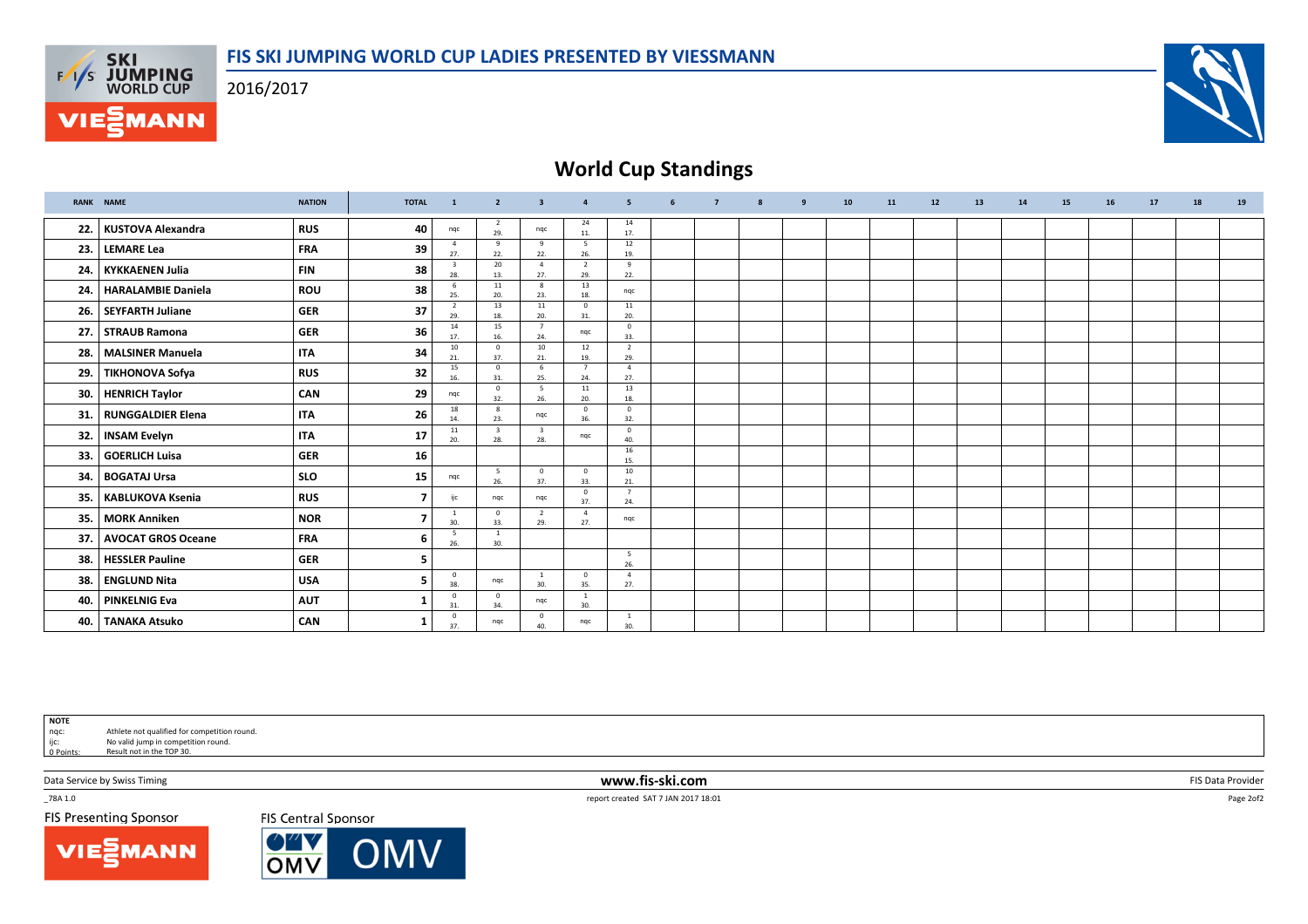# FIS SKI JUMPING WORLD CUP LADIES PRESENTED BY VIESSMANN

2016/2017

## World Cup Standings

| RANK | NAME | NATION | TOTAL | 1 | 2 | 3 | 4 | 5 | 6 | 7 | 8 | 9 | 10 | 11 | 12 | 13 | 14 | 15 | 16 | 17 | 18 | 19 |
|---|---|---|---|---|---|---|---|---|---|---|---|---|---|---|---|---|---|---|---|---|---|---|
| 22. | KUSTOVA Alexandra | RUS | 40 | nqc | 2 29. | nqc | 24 11. | 14 17. | | | | | | | | | | | | | | |
| 23. | LEMARE Lea | FRA | 39 | 4 27. | 9 22. | 9 22. | 5 26. | 12 19. | | | | | | | | | | | | | | |
| 24. | KYKKAENEN Julia | FIN | 38 | 3 28. | 20 13. | 4 27. | 2 29. | 9 22. | | | | | | | | | | | | | | |
| 24. | HARALAMBIE Daniela | ROU | 38 | 6 25. | 11 20. | 8 23. | 13 18. | nqc | | | | | | | | | | | | | | |
| 26. | SEYFARTH Juliane | GER | 37 | 2 29. | 13 18. | 11 20. | 0 31. | 11 20. | | | | | | | | | | | | | | |
| 27. | STRAUB Ramona | GER | 36 | 14 17. | 15 16. | 7 24. | nqc | 0 33. | | | | | | | | | | | | | | |
| 28. | MALSINER Manuela | ITA | 34 | 10 21. | 0 37. | 10 21. | 12 19. | 2 29. | | | | | | | | | | | | | | |
| 29. | TIKHONOVA Sofya | RUS | 32 | 15 16. | 0 31. | 6 25. | 7 24. | 4 27. | | | | | | | | | | | | | | |
| 30. | HENRICH Taylor | CAN | 29 | nqc | 0 32. | 5 26. | 11 20. | 13 18. | | | | | | | | | | | | | | |
| 31. | RUNGGALDIER Elena | ITA | 26 | 18 14. | 8 23. | nqc | 0 36. | 0 32. | | | | | | | | | | | | | | |
| 32. | INSAM Evelyn | ITA | 17 | 11 20. | 3 28. | 3 28. | nqc | 0 40. | | | | | | | | | | | | | | |
| 33. | GOERLICH Luisa | GER | 16 | | | | | 16 15. | | | | | | | | | | | | | | |
| 34. | BOGATAJ Ursa | SLO | 15 | nqc | 5 26. | 0 37. | 0 33. | 10 21. | | | | | | | | | | | | | | |
| 35. | KABLUKOVA Ksenia | RUS | 7 | ijc | nqc | nqc | 0 37. | 7 24. | | | | | | | | | | | | | | |
| 35. | MORK Anniken | NOR | 7 | 1 30. | 0 33. | 2 29. | 4 27. | nqc | | | | | | | | | | | | | | |
| 37. | AVOCAT GROS Oceane | FRA | 6 | 5 26. | 1 30. | | | | | | | | | | | | | | | | | |
| 38. | HESSLER Pauline | GER | 5 | | | | | 5 26. | | | | | | | | | | | | | | |
| 38. | ENGLUND Nita | USA | 5 | 0 38. | nqc | 1 30. | 0 35. | 4 27. | | | | | | | | | | | | | | |
| 40. | PINKELNIG Eva | AUT | 1 | 0 31. | 0 34. | nqc | 1 30. | | | | | | | | | | | | | | | |
| 40. | TANAKA Atsuko | CAN | 1 | 0 37. | nqc | 0 40. | nqc | 1 30. | | | | | | | | | | | | | | |

**NOTE**

nqc: Athlete not qualified for competition round.
ijc: No valid jump in competition round.
0 Points: Result not in the TOP 30.

Data Service by Swiss Timing — www.fis-ski.com — FIS Data Provider

_78A 1.0 — report created SAT 7 JAN 2017 18:01

FIS Presenting Sponsor — FIS Central Sponsor